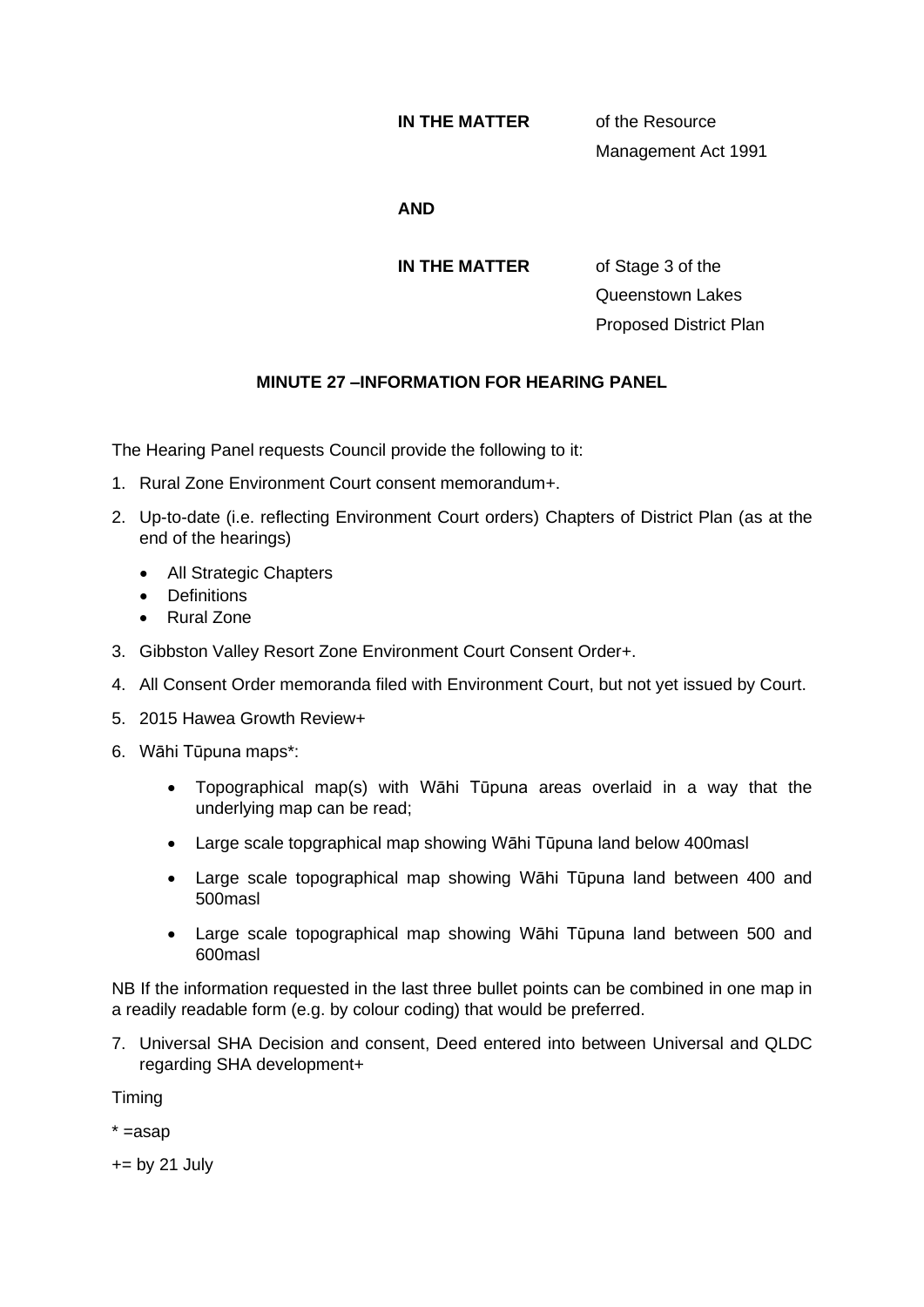**IN THE MATTER** of the Resource Management Act 1991

**AND**

**IN THE MATTER** of Stage 3 of the Queenstown Lakes Proposed District Plan

**MINUTE 27 –INFORMATION FOR HEARING PANEL**

The Hearing Panel requests Council provide the following to it:

1. Rural Zone Environment Court consent memorandum+.
2. Up-to-date (i.e. reflecting Environment Court orders) Chapters of District Plan (as at the end of the hearings)
   - All Strategic Chapters
   - Definitions
   - Rural Zone
3. Gibbston Valley Resort Zone Environment Court Consent Order+.
4. All Consent Order memoranda filed with Environment Court, but not yet issued by Court.
5. 2015 Hawea Growth Review+
6. Wāhi Tūpuna maps*:
   - Topographical map(s) with Wāhi Tūpuna areas overlaid in a way that the underlying map can be read;
   - Large scale topgraphical map showing Wāhi Tūpuna land below 400masl
   - Large scale topographical map showing Wāhi Tūpuna land between 400 and 500masl
   - Large scale topographical map showing Wāhi Tūpuna land between 500 and 600masl

NB If the information requested in the last three bullet points can be combined in one map in a readily readable form (e.g. by colour coding) that would be preferred.

7. Universal SHA Decision and consent, Deed entered into between Universal and QLDC regarding SHA development+

Timing

* =asap

+= by 21 July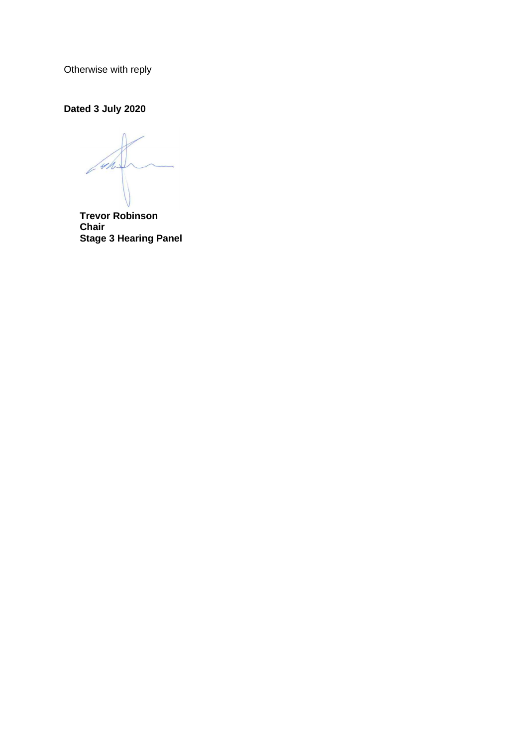Otherwise with reply

**Dated 3 July 2020**

**Trevor Robinson**
**Chair**
**Stage 3 Hearing Panel**